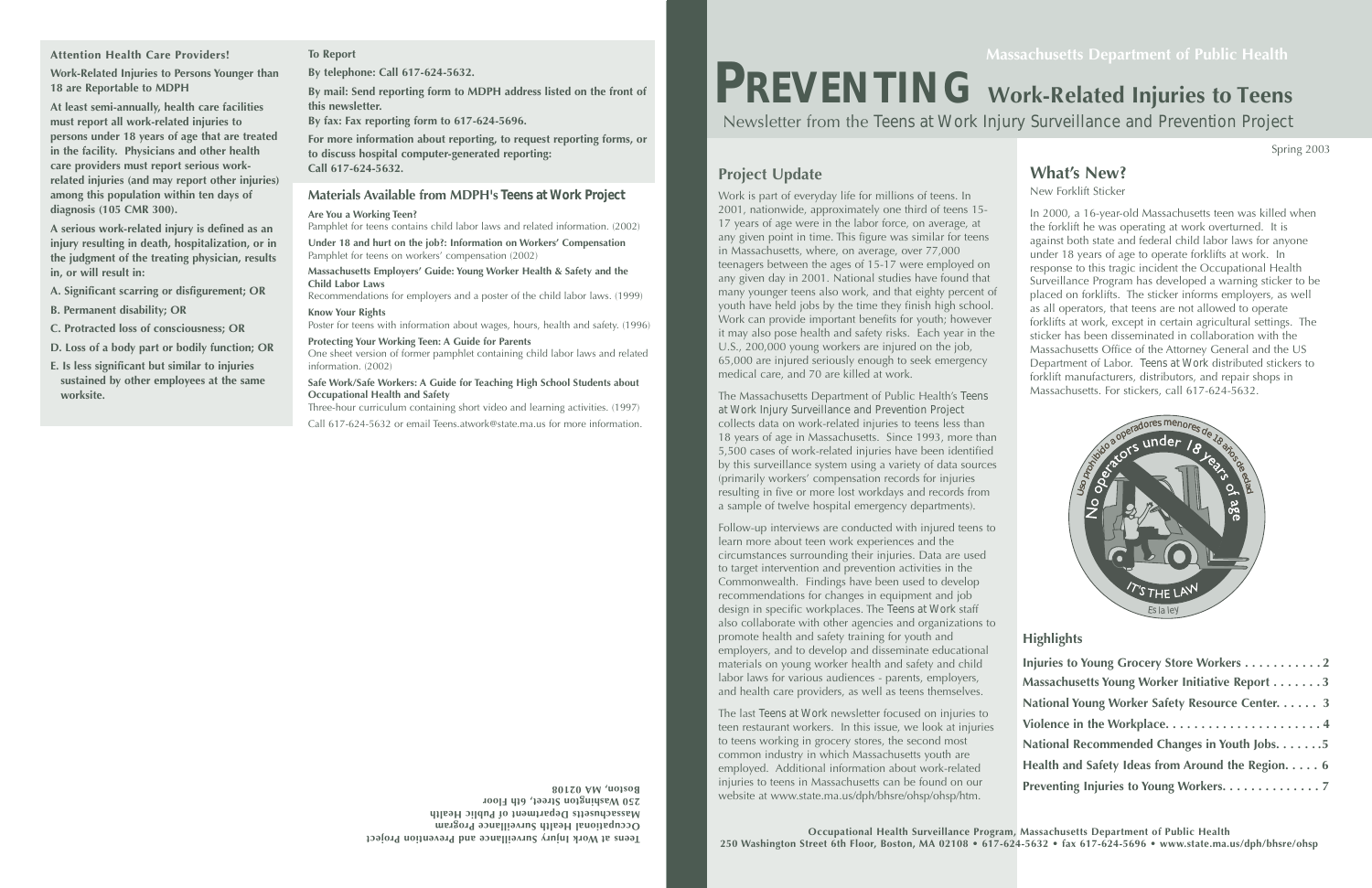**Attention Health Care Providers!**

**Work-Related Injuries to Persons Younger than 18 are Reportable to MDPH**

**At least semi-annually, health care facilities must report all work-related injuries to persons under 18 years of age that are treated in the facility. Physicians and other health care providers must report serious work-related injuries (and may report other injuries) among this population within ten days of diagnosis (105 CMR 300).**

**A serious work-related injury is defined as an injury resulting in death, hospitalization, or in the judgment of the treating physician, results in, or will result in:**

**A. Significant scarring or disfigurement; OR**

**B. Permanent disability; OR**

**C. Protracted loss of consciousness; OR**

**D. Loss of a body part or bodily function; OR**

**E. Is less significant but similar to injuries sustained by other employees at the same worksite.**

**To Report**

**By telephone: Call 617-624-5632.**

**By mail: Send reporting form to MDPH address listed on the front of this newsletter.**

**By fax: Fax reporting form to 617-624-5696.**

**For more information about reporting, to request reporting forms, or to discuss hospital computer-generated reporting: Call 617-624-5632.**

### Materials Available from MDPH's *Teens at Work Project*

**Are You a Working Teen?**
Pamphlet for teens contains child labor laws and related information. (2002)

**Under 18 and hurt on the job?: Information on Workers' Compensation**
Pamphlet for teens on workers' compensation (2002)

**Massachusetts Employers' Guide: Young Worker Health & Safety and the Child Labor Laws**
Recommendations for employers and a poster of the child labor laws. (1999)

**Know Your Rights**
Poster for teens with information about wages, hours, health and safety. (1996)

**Protecting Your Working Teen: A Guide for Parents**
One sheet version of former pamphlet containing child labor laws and related information. (2002)

**Safe Work/Safe Workers: A Guide for Teaching High School Students about Occupational Health and Safety**
Three-hour curriculum containing short video and learning activities. (1997)

Call 617-624-5632 or email Teens.atwork@state.ma.us for more information.

**Teens at Work Injury Surveillance and Prevention Project**
**Occupational Health Surveillance Program**
**Massachusetts Department of Public Health**
**250 Washington Street, 6th Floor**
**Boston, MA 02108**

**Massachusetts Department of Public Health**

# PREVENTING Work-Related Injuries to Teens

Newsletter from the *Teens at Work Injury Surveillance and Prevention Project*

Spring 2003

## Project Update

Work is part of everyday life for millions of teens. In 2001, nationwide, approximately one third of teens 15-17 years of age were in the labor force, on average, at any given point in time. This figure was similar for teens in Massachusetts, where, on average, over 77,000 teenagers between the ages of 15-17 were employed on any given day in 2001. National studies have found that many younger teens also work, and that eighty percent of youth have held jobs by the time they finish high school. Work can provide important benefits for youth; however it may also pose health and safety risks. Each year in the U.S., 200,000 young workers are injured on the job, 65,000 are injured seriously enough to seek emergency medical care, and 70 are killed at work.

The Massachusetts Department of Public Health's *Teens at Work Injury Surveillance and Prevention Project* collects data on work-related injuries to teens less than 18 years of age in Massachusetts. Since 1993, more than 5,500 cases of work-related injuries have been identified by this surveillance system using a variety of data sources (primarily workers' compensation records for injuries resulting in five or more lost workdays and records from a sample of twelve hospital emergency departments).

Follow-up interviews are conducted with injured teens to learn more about teen work experiences and the circumstances surrounding their injuries. Data are used to target intervention and prevention activities in the Commonwealth. Findings have been used to develop recommendations for changes in equipment and job design in specific workplaces. The *Teens at Work* staff also collaborate with other agencies and organizations to promote health and safety training for youth and employers, and to develop and disseminate educational materials on young worker health and safety and child labor laws for various audiences - parents, employers, and health care providers, as well as teens themselves.

The last *Teens at Work* newsletter focused on injuries to teen restaurant workers. In this issue, we look at injuries to teens working in grocery stores, the second most common industry in which Massachusetts youth are employed. Additional information about work-related injuries to teens in Massachusetts can be found on our website at www.state.ma.us/dph/bhsre/ohsp/ohsp/htm.

## What's New?

New Forklift Sticker

In 2000, a 16-year-old Massachusetts teen was killed when the forklift he was operating at work overturned. It is against both state and federal child labor laws for anyone under 18 years of age to operate forklifts at work. In response to this tragic incident the Occupational Health Surveillance Program has developed a warning sticker to be placed on forklifts. The sticker informs employers, as well as all operators, that teens are not allowed to operate forklifts at work, except in certain agricultural settings. The sticker has been disseminated in collaboration with the Massachusetts Office of the Attorney General and the US Department of Labor. *Teens at Work* distributed stickers to forklift manufacturers, distributors, and repair shops in Massachusetts. For stickers, call 617-624-5632.

No operators under 18 years of age
Uso prohibido a operadores menores de 18 años de edad
IT'S THE LAW
Es la ley

## Highlights

**Injuries to Young Grocery Store Workers . . . . . . . . . . . 2**
**Massachusetts Young Worker Initiative Report . . . . . . . 3**
**National Young Worker Safety Resource Center. . . . . . 3**
**Violence in the Workplace. . . . . . . . . . . . . . . . . . . . . . 4**
**National Recommended Changes in Youth Jobs. . . . . . .5**
**Health and Safety Ideas from Around the Region. . . . . 6**
**Preventing Injuries to Young Workers. . . . . . . . . . . . . 7**

**Occupational Health Surveillance Program, Massachusetts Department of Public Health**
**250 Washington Street 6th Floor, Boston, MA 02108 • 617-624-5632 • fax 617-624-5696 • www.state.ma.us/dph/bhsre/ohsp**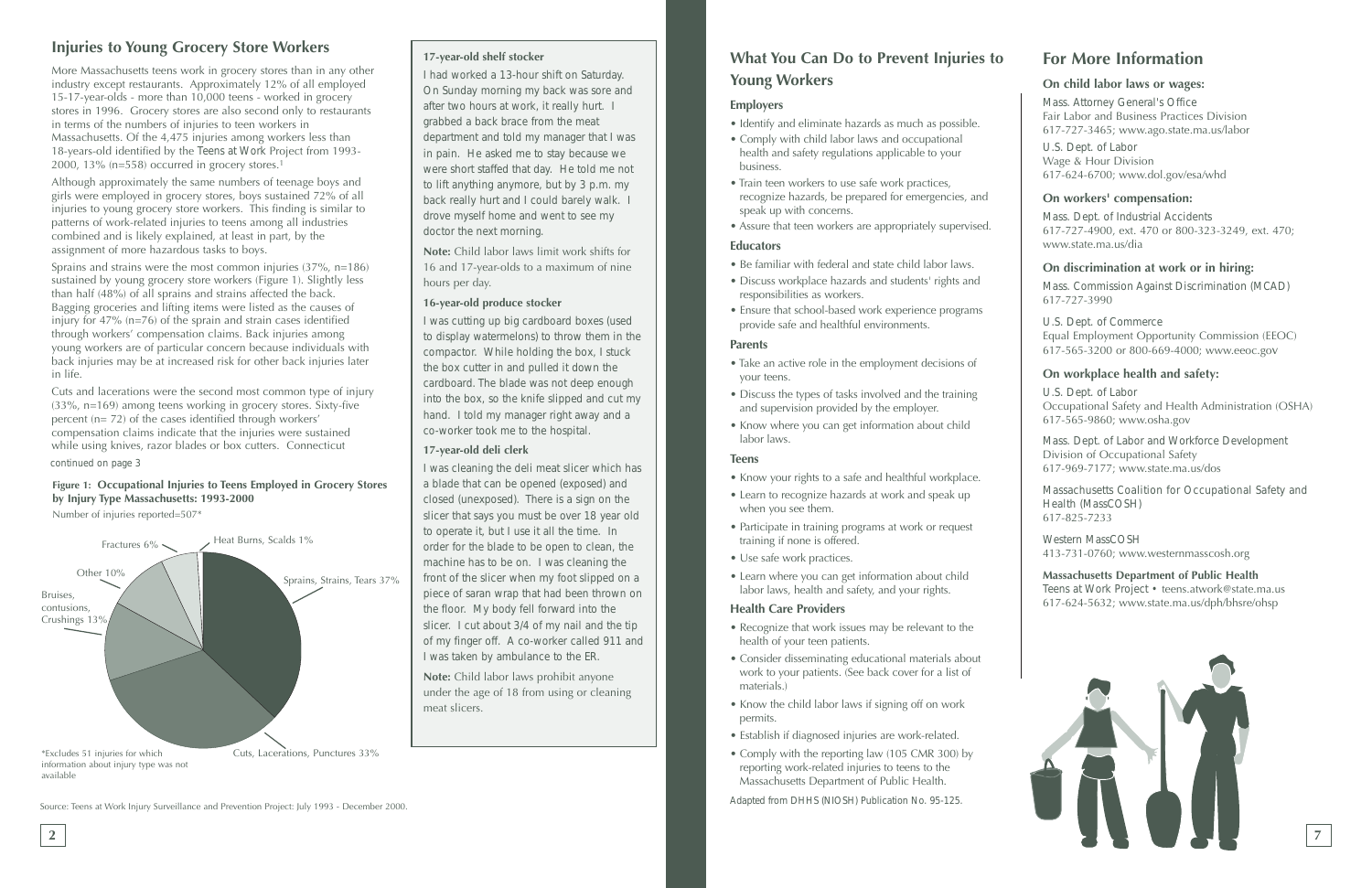## Injuries to Young Grocery Store Workers

More Massachusetts teens work in grocery stores than in any other industry except restaurants. Approximately 12% of all employed 15-17-year-olds - more than 10,000 teens - worked in grocery stores in 1996. Grocery stores are also second only to restaurants in terms of the numbers of injuries to teen workers in Massachusetts. Of the 4,475 injuries among workers less than 18-years-old identified by the Teens at Work Project from 1993-2000, 13% (n=558) occurred in grocery stores.[1]

Although approximately the same numbers of teenage boys and girls were employed in grocery stores, boys sustained 72% of all injuries to young grocery store workers. This finding is similar to patterns of work-related injuries to teens among all industries combined and is likely explained, at least in part, by the assignment of more hazardous tasks to boys.

Sprains and strains were the most common injuries (37%, n=186) sustained by young grocery store workers (Figure 1). Slightly less than half (48%) of all sprains and strains affected the back. Bagging groceries and lifting items were listed as the causes of injury for 47% (n=76) of the sprain and strain cases identified through workers' compensation claims. Back injuries among young workers are of particular concern because individuals with back injuries may be at increased risk for other back injuries later in life.

Cuts and lacerations were the second most common type of injury (33%, n=169) among teens working in grocery stores. Sixty-five percent (n= 72) of the cases identified through workers' compensation claims indicate that the injuries were sustained while using knives, razor blades or box cutters. Connecticut

*continued on page 3*

**Figure 1: Occupational Injuries to Teens Employed in Grocery Stores by Injury Type Massachusetts: 1993-2000**

Number of injuries reported=507*

| Injury Type | Percent |
|---|---|
| Sprains, Strains, Tears | 37% |
| Cuts, Lacerations, Punctures | 33% |
| Bruises, contusions, Crushings | 13% |
| Other | 10% |
| Fractures | 6% |
| Heat Burns, Scalds | 1% |

*Excludes 51 injuries for which information about injury type was not available

Source: Teens at Work Injury Surveillance and Prevention Project: July 1993 - December 2000.

**17-year-old shelf stocker**

I had worked a 13-hour shift on Saturday. On Sunday morning my back was sore and after two hours at work, it really hurt. I grabbed a back brace from the meat department and told my manager that I was in pain. He asked me to stay because we were short staffed that day. He told me not to lift anything anymore, but by 3 p.m. my back really hurt and I could barely walk. I drove myself home and went to see my doctor the next morning.

**Note:** Child labor laws limit work shifts for 16 and 17-year-olds to a maximum of nine hours per day.

**16-year-old produce stocker**

I was cutting up big cardboard boxes (used to display watermelons) to throw them in the compactor. While holding the box, I stuck the box cutter in and pulled it down the cardboard. The blade was not deep enough into the box, so the knife slipped and cut my hand. I told my manager right away and a co-worker took me to the hospital.

**17-year-old deli clerk**

I was cleaning the deli meat slicer which has a blade that can be opened (exposed) and closed (unexposed). There is a sign on the slicer that says you must be over 18 year old to operate it, but I use it all the time. In order for the blade to be open to clean, the machine has to be on. I was cleaning the front of the slicer when my foot slipped on a piece of saran wrap that had been thrown on the floor. My body fell forward into the slicer. I cut about 3/4 of my nail and the tip of my finger off. A co-worker called 911 and I was taken by ambulance to the ER.

**Note:** Child labor laws prohibit anyone under the age of 18 from using or cleaning meat slicers.

## What You Can Do to Prevent Injuries to Young Workers

### Employers

- Identify and eliminate hazards as much as possible.
- Comply with child labor laws and occupational health and safety regulations applicable to your business.
- Train teen workers to use safe work practices, recognize hazards, be prepared for emergencies, and speak up with concerns.
- Assure that teen workers are appropriately supervised.

### Educators

- Be familiar with federal and state child labor laws.
- Discuss workplace hazards and students' rights and responsibilities as workers.
- Ensure that school-based work experience programs provide safe and healthful environments.

### Parents

- Take an active role in the employment decisions of your teens.
- Discuss the types of tasks involved and the training and supervision provided by the employer.
- Know where you can get information about child labor laws.

### Teens

- Know your rights to a safe and healthful workplace.
- Learn to recognize hazards at work and speak up when you see them.
- Participate in training programs at work or request training if none is offered.
- Use safe work practices.
- Learn where you can get information about child labor laws, health and safety, and your rights.

### Health Care Providers

- Recognize that work issues may be relevant to the health of your teen patients.
- Consider disseminating educational materials about work to your patients. (See back cover for a list of materials.)
- Know the child labor laws if signing off on work permits.
- Establish if diagnosed injuries are work-related.
- Comply with the reporting law (105 CMR 300) by reporting work-related injuries to teens to the Massachusetts Department of Public Health.

*Adapted from DHHS (NIOSH) Publication No. 95-125.*

## For More Information

### On child labor laws or wages:

Mass. Attorney General's Office
Fair Labor and Business Practices Division
617-727-3465; www.ago.state.ma.us/labor

U.S. Dept. of Labor
Wage & Hour Division
617-624-6700; www.dol.gov/esa/whd

### On workers' compensation:

Mass. Dept. of Industrial Accidents
617-727-4900, ext. 470 or 800-323-3249, ext. 470; www.state.ma.us/dia

### On discrimination at work or in hiring:

Mass. Commission Against Discrimination (MCAD)
617-727-3990

U.S. Dept. of Commerce
Equal Employment Opportunity Commission (EEOC)
617-565-3200 or 800-669-4000; www.eeoc.gov

### On workplace health and safety:

U.S. Dept. of Labor
Occupational Safety and Health Administration (OSHA)
617-565-9860; www.osha.gov

Mass. Dept. of Labor and Workforce Development
Division of Occupational Safety
617-969-7177; www.state.ma.us/dos

Massachusetts Coalition for Occupational Safety and Health (MassCOSH)
617-825-7233

Western MassCOSH
413-731-0760; www.westernmasscosh.org

**Massachusetts Department of Public Health**
Teens at Work Project • teens.atwork@state.ma.us
617-624-5632; www.state.ma.us/dph/bhsre/ohsp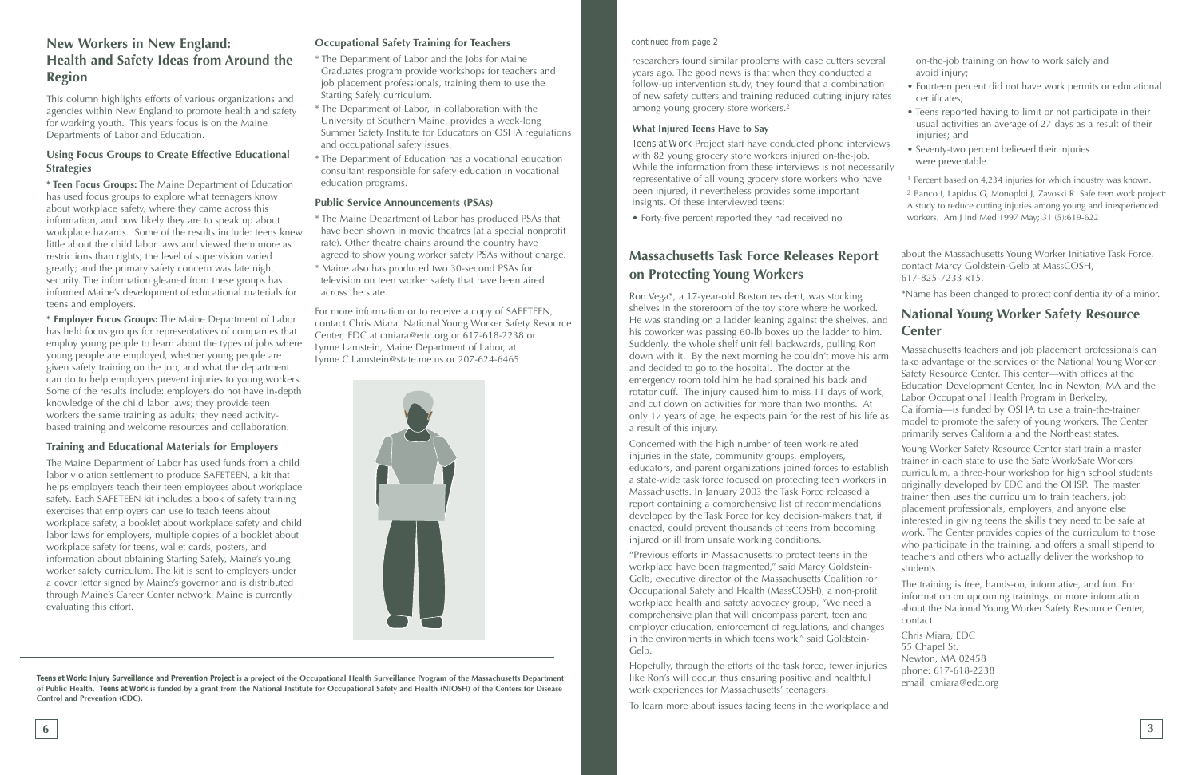## New Workers in New England: Health and Safety Ideas from Around the Region

This column highlights efforts of various organizations and agencies within New England to promote health and safety for working youth. This year's focus is on the Maine Departments of Labor and Education.

### Using Focus Groups to Create Effective Educational Strategies

* **Teen Focus Groups:** The Maine Department of Education has used focus groups to explore what teenagers know about workplace safety, where they came across this information, and how likely they are to speak up about workplace hazards. Some of the results include: teens knew little about the child labor laws and viewed them more as restrictions than rights; the level of supervision varied greatly; and the primary safety concern was late night security. The information gleaned from these groups has informed Maine's development of educational materials for teens and employers.

* **Employer Focus Groups:** The Maine Department of Labor has held focus groups for representatives of companies that employ young people to learn about the types of jobs where young people are employed, whether young people are given safety training on the job, and what the department can do to help employers prevent injuries to young workers. Some of the results include: employers do not have in-depth knowledge of the child labor laws; they provide teen workers the same training as adults; they need activity-based training and welcome resources and collaboration.

### Training and Educational Materials for Employers

The Maine Department of Labor has used funds from a child labor violation settlement to produce SAFETEEN, a kit that helps employers teach their teen employees about workplace safety. Each SAFETEEN kit includes a book of safety training exercises that employers can use to teach teens about workplace safety, a booklet about workplace safety and child labor laws for employers, multiple copies of a booklet about workplace safety for teens, wallet cards, posters, and information about obtaining Starting Safely, Maine's young worker safety curriculum. The kit is sent to employers under a cover letter signed by Maine's governor and is distributed through Maine's Career Center network. Maine is currently evaluating this effort.

### Occupational Safety Training for Teachers

* The Department of Labor and the Jobs for Maine Graduates program provide workshops for teachers and job placement professionals, training them to use the Starting Safely curriculum.
* The Department of Labor, in collaboration with the University of Southern Maine, provides a week-long Summer Safety Institute for Educators on OSHA regulations and occupational safety issues.
* The Department of Education has a vocational education consultant responsible for safety education in vocational education programs.

### Public Service Announcements (PSAs)

* The Maine Department of Labor has produced PSAs that have been shown in movie theatres (at a special nonprofit rate). Other theatre chains around the country have agreed to show young worker safety PSAs without charge.
* Maine also has produced two 30-second PSAs for television on teen worker safety that have been aired across the state.

For more information or to receive a copy of SAFETEEN, contact Chris Miara, National Young Worker Safety Resource Center, EDC at cmiara@edc.org or 617-618-2238 or Lynne Lamstein, Maine Department of Labor, at Lynne.C.Lamstein@state.me.us or 207-624-6465

**_Teens at Work_: Injury Surveillance and Prevention Project is a project of the Occupational Health Surveillance Program of the Massachusetts Department of Public Health. _Teens at Work_ is funded by a grant from the National Institute for Occupational Safety and Health (NIOSH) of the Centers for Disease Control and Prevention (CDC).**

continued from page 2

researchers found similar problems with case cutters several years ago. The good news is that when they conducted a follow-up intervention study, they found that a combination of new safety cutters and training reduced cutting injury rates among young grocery store workers.[2]

#### What Injured Teens Have to Say

*Teens at Work* Project staff have conducted phone interviews with 82 young grocery store workers injured on-the-job. While the information from these interviews is not necessarily representative of all young grocery store workers who have been injured, it nevertheless provides some important insights. Of these interviewed teens:

- Forty-five percent reported they had received no on-the-job training on how to work safely and avoid injury;
- Fourteen percent did not have work permits or educational certificates;
- Teens reported having to limit or not participate in their usual activities an average of 27 days as a result of their injuries; and
- Seventy-two percent believed their injuries were preventable.

[1] Percent based on 4,234 injuries for which industry was known.

[2] Banco I, Lapidus G, Monopoli J, Zavoski R. Safe teen work project: A study to reduce cutting injuries among young and inexperienced workers. Am J Ind Med 1997 May; 31 (5):619-622

## Massachusetts Task Force Releases Report on Protecting Young Workers

Ron Vega*, a 17-year-old Boston resident, was stocking shelves in the storeroom of the toy store where he worked. He was standing on a ladder leaning against the shelves, and his coworker was passing 60-lb boxes up the ladder to him. Suddenly, the whole shelf unit fell backwards, pulling Ron down with it. By the next morning he couldn't move his arm and decided to go to the hospital. The doctor at the emergency room told him he had sprained his back and rotator cuff. The injury caused him to miss 11 days of work, and cut down on activities for more than two months. At only 17 years of age, he expects pain for the rest of his life as a result of this injury.

Concerned with the high number of teen work-related injuries in the state, community groups, employers, educators, and parent organizations joined forces to establish a state-wide task force focused on protecting teen workers in Massachusetts. In January 2003 the Task Force released a report containing a comprehensive list of recommendations developed by the Task Force for key decision-makers that, if enacted, could prevent thousands of teens from becoming injured or ill from unsafe working conditions.

"Previous efforts in Massachusetts to protect teens in the workplace have been fragmented," said Marcy Goldstein-Gelb, executive director of the Massachusetts Coalition for Occupational Safety and Health (MassCOSH), a non-profit workplace health and safety advocacy group, "We need a comprehensive plan that will encompass parent, teen and employer education, enforcement of regulations, and changes in the environments in which teens work," said Goldstein-Gelb.

Hopefully, through the efforts of the task force, fewer injuries like Ron's will occur, thus ensuring positive and healthful work experiences for Massachusetts' teenagers.

To learn more about issues facing teens in the workplace and about the Massachusetts Young Worker Initiative Task Force, contact Marcy Goldstein-Gelb at MassCOSH, 617-825-7233 x15.

*Name has been changed to protect confidentiality of a minor.

## National Young Worker Safety Resource Center

Massachusetts teachers and job placement professionals can take advantage of the services of the National Young Worker Safety Resource Center. This center—with offices at the Education Development Center, Inc in Newton, MA and the Labor Occupational Health Program in Berkeley, California—is funded by OSHA to use a train-the-trainer model to promote the safety of young workers. The Center primarily serves California and the Northeast states.

Young Worker Safety Resource Center staff train a master trainer in each state to use the Safe Work/Safe Workers curriculum, a three-hour workshop for high school students originally developed by EDC and the OHSP. The master trainer then uses the curriculum to train teachers, job placement professionals, employers, and anyone else interested in giving teens the skills they need to be safe at work. The Center provides copies of the curriculum to those who participate in the training, and offers a small stipend to teachers and others who actually deliver the workshop to students.

The training is free, hands-on, informative, and fun. For information on upcoming trainings, or more information about the National Young Worker Safety Resource Center, contact

Chris Miara, EDC
55 Chapel St.
Newton, MA 02458
phone: 617-618-2238
email: cmiara@edc.org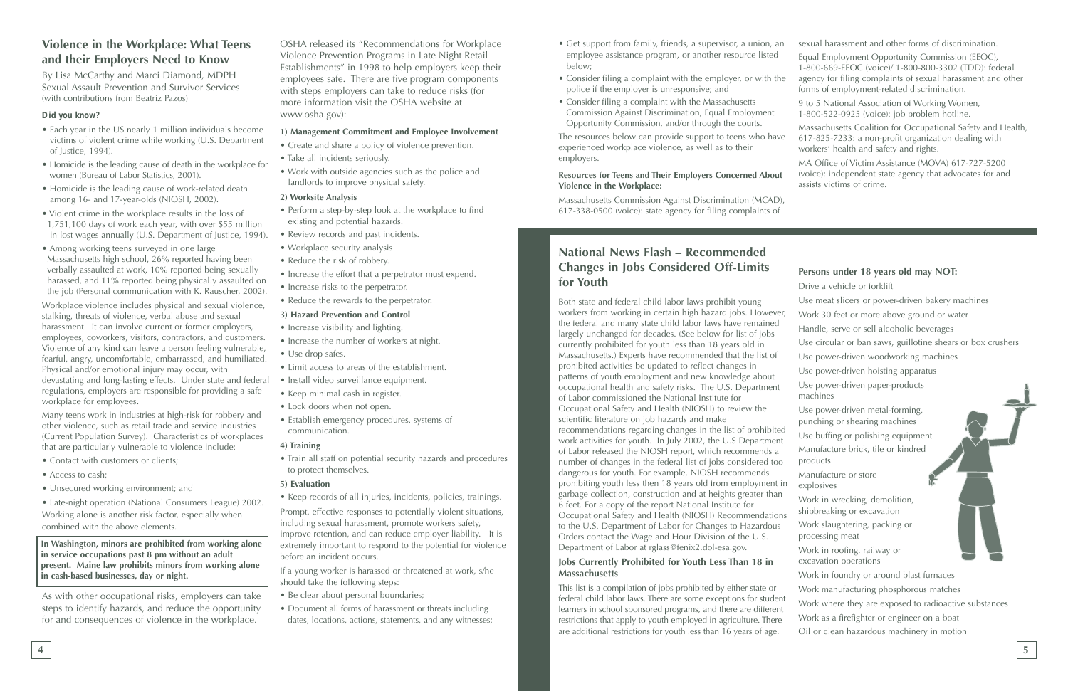## Violence in the Workplace: What Teens and their Employers Need to Know

By Lisa McCarthy and Marci Diamond, MDPH Sexual Assault Prevention and Survivor Services (with contributions from Beatriz Pazos)

#### Did you know?

- Each year in the US nearly 1 million individuals become victims of violent crime while working (U.S. Department of Justice, 1994).
- Homicide is the leading cause of death in the workplace for women (Bureau of Labor Statistics, 2001).
- Homicide is the leading cause of work-related death among 16- and 17-year-olds (NIOSH, 2002).
- Violent crime in the workplace results in the loss of 1,751,100 days of work each year, with over $55 million in lost wages annually (U.S. Department of Justice, 1994).
- Among working teens surveyed in one large Massachusetts high school, 26% reported having been verbally assaulted at work, 10% reported being sexually harassed, and 11% reported being physically assaulted on the job (Personal communication with K. Rauscher, 2002).

Workplace violence includes physical and sexual violence, stalking, threats of violence, verbal abuse and sexual harassment. It can involve current or former employers, employees, coworkers, visitors, contractors, and customers. Violence of any kind can leave a person feeling vulnerable, fearful, angry, uncomfortable, embarrassed, and humiliated. Physical and/or emotional injury may occur, with devastating and long-lasting effects. Under state and federal regulations, employers are responsible for providing a safe workplace for employees.

Many teens work in industries at high-risk for robbery and other violence, such as retail trade and service industries (Current Population Survey). Characteristics of workplaces that are particularly vulnerable to violence include:

- Contact with customers or clients;
- Access to cash;
- Unsecured working environment; and
- Late-night operation (National Consumers League) 2002.

Working alone is another risk factor, especially when combined with the above elements.

**In Washington, minors are prohibited from working alone in service occupations past 8 pm without an adult present. Maine law prohibits minors from working alone in cash-based businesses, day or night.**

As with other occupational risks, employers can take steps to identify hazards, and reduce the opportunity for and consequences of violence in the workplace.

OSHA released its "Recommendations for Workplace Violence Prevention Programs in Late Night Retail Establishments" in 1998 to help employers keep their employees safe. There are five program components with steps employers can take to reduce risks (for more information visit the OSHA website at www.osha.gov):

**1) Management Commitment and Employee Involvement**

- Create and share a policy of violence prevention.
- Take all incidents seriously.
- Work with outside agencies such as the police and landlords to improve physical safety.

**2) Worksite Analysis**

- Perform a step-by-step look at the workplace to find existing and potential hazards.
- Review records and past incidents.
- Workplace security analysis
- Reduce the risk of robbery.
- Increase the effort that a perpetrator must expend.
- Increase risks to the perpetrator.
- Reduce the rewards to the perpetrator.

**3) Hazard Prevention and Control**

- Increase visibility and lighting.
- Increase the number of workers at night.
- Use drop safes.
- Limit access to areas of the establishment.
- Install video surveillance equipment.
- Keep minimal cash in register.
- Lock doors when not open.
- Establish emergency procedures, systems of communication.

**4) Training**

- Train all staff on potential security hazards and procedures to protect themselves.

**5) Evaluation**

- Keep records of all injuries, incidents, policies, trainings.

Prompt, effective responses to potentially violent situations, including sexual harassment, promote workers safety, improve retention, and can reduce employer liability. It is extremely important to respond to the potential for violence before an incident occurs.

If a young worker is harassed or threatened at work, s/he should take the following steps:

- Be clear about personal boundaries;
- Document all forms of harassment or threats including dates, locations, actions, statements, and any witnesses;
- Get support from family, friends, a supervisor, a union, an employee assistance program, or another resource listed below;
- Consider filing a complaint with the employer, or with the police if the employer is unresponsive; and
- Consider filing a complaint with the Massachusetts Commission Against Discrimination, Equal Employment Opportunity Commission, and/or through the courts.

The resources below can provide support to teens who have experienced workplace violence, as well as to their employers.

**Resources for Teens and Their Employers Concerned About Violence in the Workplace:**

Massachusetts Commission Against Discrimination (MCAD), 617-338-0500 (voice): state agency for filing complaints of sexual harassment and other forms of discrimination.

Equal Employment Opportunity Commission (EEOC), 1-800-669-EEOC (voice)/ 1-800-800-3302 (TDD): federal agency for filing complaints of sexual harassment and other forms of employment-related discrimination.

9 to 5 National Association of Working Women, 1-800-522-0925 (voice): job problem hotline.

Massachusetts Coalition for Occupational Safety and Health, 617-825-7233: a non-profit organization dealing with workers' health and safety and rights.

MA Office of Victim Assistance (MOVA) 617-727-5200 (voice): independent state agency that advocates for and assists victims of crime.

## National News Flash – Recommended Changes in Jobs Considered Off-Limits for Youth

Both state and federal child labor laws prohibit young workers from working in certain high hazard jobs. However, the federal and many state child labor laws have remained largely unchanged for decades. (See below for list of jobs currently prohibited for youth less than 18 years old in Massachusetts.) Experts have recommended that the list of prohibited activities be updated to reflect changes in patterns of youth employment and new knowledge about occupational health and safety risks. The U.S. Department of Labor commissioned the National Institute for Occupational Safety and Health (NIOSH) to review the scientific literature on job hazards and make recommendations regarding changes in the list of prohibited work activities for youth. In July 2002, the U.S Department of Labor released the NIOSH report, which recommends a number of changes in the federal list of jobs considered too dangerous for youth. For example, NIOSH recommends prohibiting youth less then 18 years old from employment in garbage collection, construction and at heights greater than 6 feet. For a copy of the report National Institute for Occupational Safety and Health (NIOSH) Recommendations to the U.S. Department of Labor for Changes to Hazardous Orders contact the Wage and Hour Division of the U.S. Department of Labor at rglass@fenix2.dol-esa.gov.

### Jobs Currently Prohibited for Youth Less Than 18 in Massachusetts

This list is a compilation of jobs prohibited by either state or federal child labor laws. There are some exceptions for student learners in school sponsored programs, and there are different restrictions that apply to youth employed in agriculture. There are additional restrictions for youth less than 16 years of age.

**Persons under 18 years old may NOT:**

Drive a vehicle or forklift

Use meat slicers or power-driven bakery machines

Work 30 feet or more above ground or water

Handle, serve or sell alcoholic beverages

Use circular or ban saws, guillotine shears or box crushers

Use power-driven woodworking machines

Use power-driven hoisting apparatus

Use power-driven paper-products machines

Use power-driven metal-forming, punching or shearing machines

Use buffing or polishing equipment

Manufacture brick, tile or kindred products

Manufacture or store explosives

Work in wrecking, demolition, shipbreaking or excavation

Work slaughtering, packing or processing meat

Work in roofing, railway or excavation operations

Work in foundry or around blast furnaces

Work manufacturing phosphorous matches

Work where they are exposed to radioactive substances

Work as a firefighter or engineer on a boat

Oil or clean hazardous machinery in motion